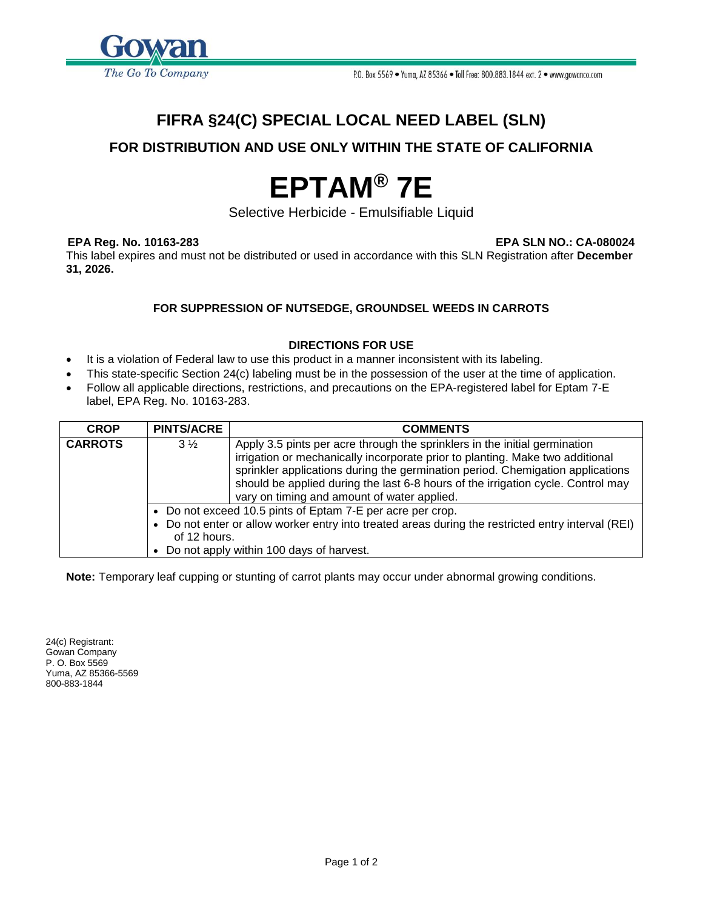Gowan
*The Go To Company*

P.O. Box 5569 • Yuma, AZ 85366 • Toll Free: 800.883.1844 ext. 2 • www.gowanco.com

# FIFRA §24(C) SPECIAL LOCAL NEED LABEL (SLN)

## FOR DISTRIBUTION AND USE ONLY WITHIN THE STATE OF CALIFORNIA

# EPTAM® 7E

Selective Herbicide - Emulsifiable Liquid

**EPA Reg. No. 10163-283** **EPA SLN NO.: CA-080024**

This label expires and must not be distributed or used in accordance with this SLN Registration after **December 31, 2026.**

**FOR SUPPRESSION OF NUTSEDGE, GROUNDSEL WEEDS IN CARROTS**

**DIRECTIONS FOR USE**

- It is a violation of Federal law to use this product in a manner inconsistent with its labeling.
- This state-specific Section 24(c) labeling must be in the possession of the user at the time of application.
- Follow all applicable directions, restrictions, and precautions on the EPA-registered label for Eptam 7-E label, EPA Reg. No. 10163-283.

| CROP | PINTS/ACRE | COMMENTS |
|---|---|---|
| **CARROTS** | 3 ½ | Apply 3.5 pints per acre through the sprinklers in the initial germination irrigation or mechanically incorporate prior to planting. Make two additional sprinkler applications during the germination period. Chemigation applications should be applied during the last 6-8 hours of the irrigation cycle. Control may vary on timing and amount of water applied. |
| | • Do not exceed 10.5 pints of Eptam 7-E per acre per crop.<br>• Do not enter or allow worker entry into treated areas during the restricted entry interval (REI) of 12 hours.<br>• Do not apply within 100 days of harvest. | |

**Note:** Temporary leaf cupping or stunting of carrot plants may occur under abnormal growing conditions.

24(c) Registrant:
Gowan Company
P. O. Box 5569
Yuma, AZ 85366-5569
800-883-1844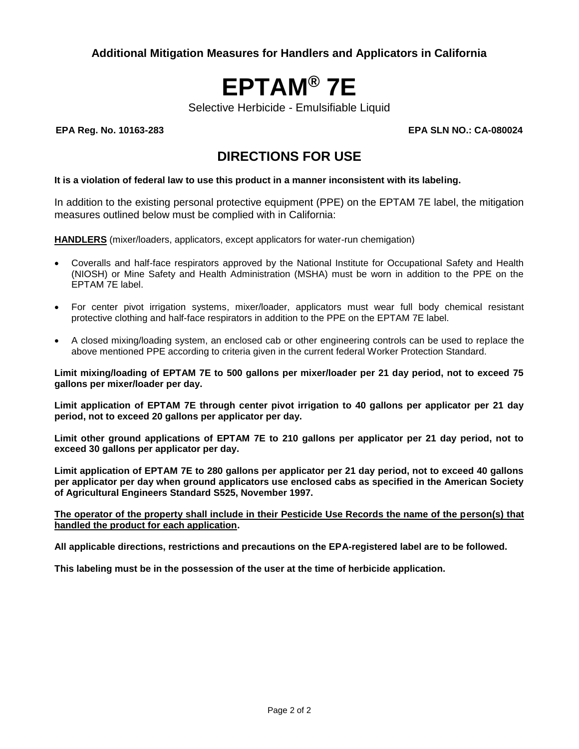**Additional Mitigation Measures for Handlers and Applicators in California**

# EPTAM® 7E

Selective Herbicide - Emulsifiable Liquid

**EPA Reg. No. 10163-283** **EPA SLN NO.: CA-080024**

## DIRECTIONS FOR USE

**It is a violation of federal law to use this product in a manner inconsistent with its labeling.**

In addition to the existing personal protective equipment (PPE) on the EPTAM 7E label, the mitigation measures outlined below must be complied with in California:

**<u>HANDLERS</u>** (mixer/loaders, applicators, except applicators for water-run chemigation)

- Coveralls and half-face respirators approved by the National Institute for Occupational Safety and Health (NIOSH) or Mine Safety and Health Administration (MSHA) must be worn in addition to the PPE on the EPTAM 7E label.
- For center pivot irrigation systems, mixer/loader, applicators must wear full body chemical resistant protective clothing and half-face respirators in addition to the PPE on the EPTAM 7E label.
- A closed mixing/loading system, an enclosed cab or other engineering controls can be used to replace the above mentioned PPE according to criteria given in the current federal Worker Protection Standard.

**Limit mixing/loading of EPTAM 7E to 500 gallons per mixer/loader per 21 day period, not to exceed 75 gallons per mixer/loader per day.**

**Limit application of EPTAM 7E through center pivot irrigation to 40 gallons per applicator per 21 day period, not to exceed 20 gallons per applicator per day.**

**Limit other ground applications of EPTAM 7E to 210 gallons per applicator per 21 day period, not to exceed 30 gallons per applicator per day.**

**Limit application of EPTAM 7E to 280 gallons per applicator per 21 day period, not to exceed 40 gallons per applicator per day when ground applicators use enclosed cabs as specified in the American Society of Agricultural Engineers Standard S525, November 1997.**

**<u>The operator of the property shall include in their Pesticide Use Records the name of the person(s) that handled the product for each application</u>.**

**All applicable directions, restrictions and precautions on the EPA-registered label are to be followed.**

**This labeling must be in the possession of the user at the time of herbicide application.**